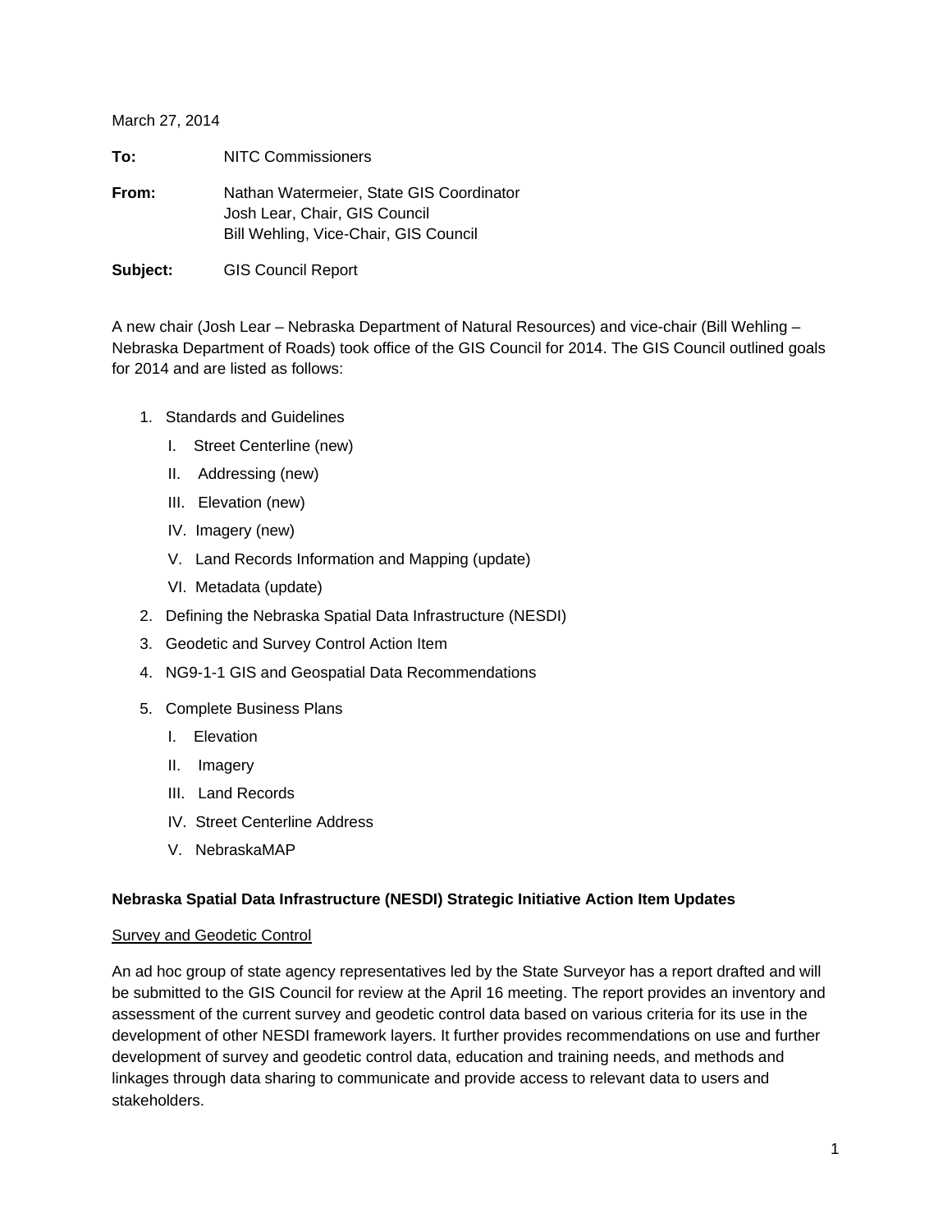March 27, 2014

**To:** NITC Commissioners

**From:** Nathan Watermeier, State GIS Coordinator
Josh Lear, Chair, GIS Council
Bill Wehling, Vice-Chair, GIS Council

**Subject:** GIS Council Report

A new chair (Josh Lear – Nebraska Department of Natural Resources) and vice-chair (Bill Wehling – Nebraska Department of Roads) took office of the GIS Council for 2014. The GIS Council outlined goals for 2014 and are listed as follows:

1. Standards and Guidelines
   - I. Street Centerline (new)
   - II. Addressing (new)
   - III. Elevation (new)
   - IV. Imagery (new)
   - V. Land Records Information and Mapping (update)
   - VI. Metadata (update)
2. Defining the Nebraska Spatial Data Infrastructure (NESDI)
3. Geodetic and Survey Control Action Item
4. NG9-1-1 GIS and Geospatial Data Recommendations
5. Complete Business Plans
   - I. Elevation
   - II. Imagery
   - III. Land Records
   - IV. Street Centerline Address
   - V. NebraskaMAP

**Nebraska Spatial Data Infrastructure (NESDI) Strategic Initiative Action Item Updates**

<u>Survey and Geodetic Control</u>

An ad hoc group of state agency representatives led by the State Surveyor has a report drafted and will be submitted to the GIS Council for review at the April 16 meeting. The report provides an inventory and assessment of the current survey and geodetic control data based on various criteria for its use in the development of other NESDI framework layers. It further provides recommendations on use and further development of survey and geodetic control data, education and training needs, and methods and linkages through data sharing to communicate and provide access to relevant data to users and stakeholders.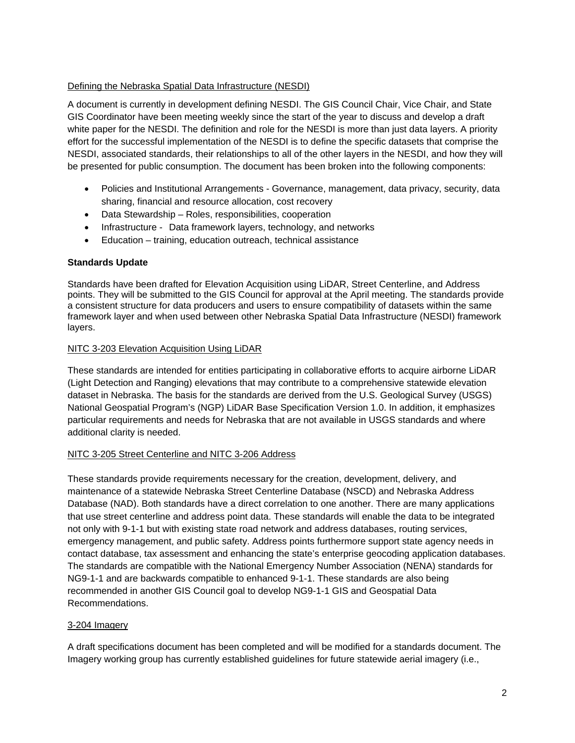Defining the Nebraska Spatial Data Infrastructure (NESDI)

A document is currently in development defining NESDI. The GIS Council Chair, Vice Chair, and State GIS Coordinator have been meeting weekly since the start of the year to discuss and develop a draft white paper for the NESDI. The definition and role for the NESDI is more than just data layers. A priority effort for the successful implementation of the NESDI is to define the specific datasets that comprise the NESDI, associated standards, their relationships to all of the other layers in the NESDI, and how they will be presented for public consumption. The document has been broken into the following components:

- Policies and Institutional Arrangements - Governance, management, data privacy, security, data sharing, financial and resource allocation, cost recovery
- Data Stewardship – Roles, responsibilities, cooperation
- Infrastructure - Data framework layers, technology, and networks
- Education – training, education outreach, technical assistance

**Standards Update**

Standards have been drafted for Elevation Acquisition using LiDAR, Street Centerline, and Address points. They will be submitted to the GIS Council for approval at the April meeting. The standards provide a consistent structure for data producers and users to ensure compatibility of datasets within the same framework layer and when used between other Nebraska Spatial Data Infrastructure (NESDI) framework layers.

NITC 3-203 Elevation Acquisition Using LiDAR

These standards are intended for entities participating in collaborative efforts to acquire airborne LiDAR (Light Detection and Ranging) elevations that may contribute to a comprehensive statewide elevation dataset in Nebraska. The basis for the standards are derived from the U.S. Geological Survey (USGS) National Geospatial Program's (NGP) LiDAR Base Specification Version 1.0. In addition, it emphasizes particular requirements and needs for Nebraska that are not available in USGS standards and where additional clarity is needed.

NITC 3-205 Street Centerline and NITC 3-206 Address

These standards provide requirements necessary for the creation, development, delivery, and maintenance of a statewide Nebraska Street Centerline Database (NSCD) and Nebraska Address Database (NAD). Both standards have a direct correlation to one another. There are many applications that use street centerline and address point data. These standards will enable the data to be integrated not only with 9-1-1 but with existing state road network and address databases, routing services, emergency management, and public safety. Address points furthermore support state agency needs in contact database, tax assessment and enhancing the state's enterprise geocoding application databases. The standards are compatible with the National Emergency Number Association (NENA) standards for NG9-1-1 and are backwards compatible to enhanced 9-1-1. These standards are also being recommended in another GIS Council goal to develop NG9-1-1 GIS and Geospatial Data Recommendations.

3-204 Imagery

A draft specifications document has been completed and will be modified for a standards document. The Imagery working group has currently established guidelines for future statewide aerial imagery (i.e.,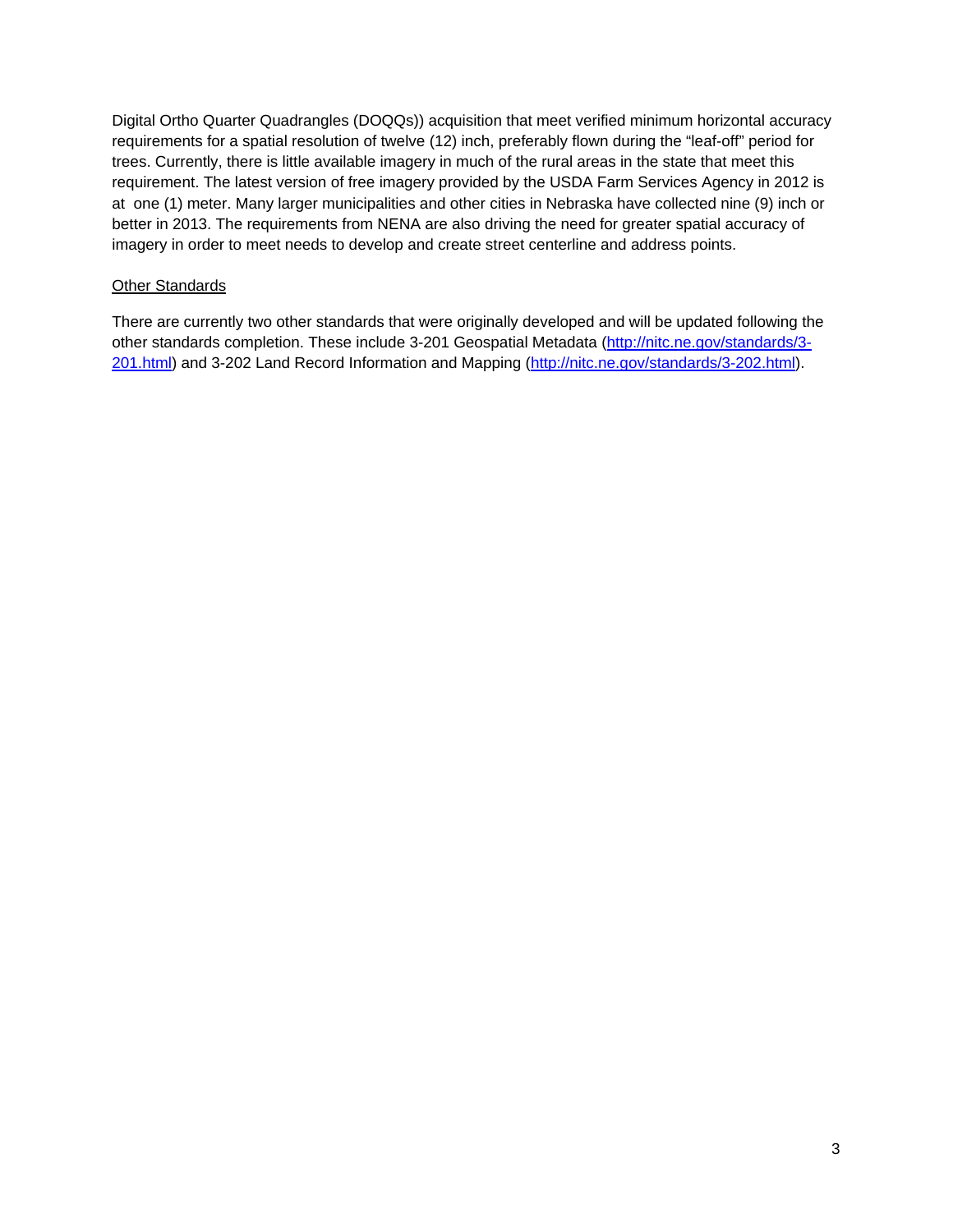Digital Ortho Quarter Quadrangles (DOQQs)) acquisition that meet verified minimum horizontal accuracy requirements for a spatial resolution of twelve (12) inch, preferably flown during the "leaf-off" period for trees. Currently, there is little available imagery in much of the rural areas in the state that meet this requirement. The latest version of free imagery provided by the USDA Farm Services Agency in 2012 is at one (1) meter. Many larger municipalities and other cities in Nebraska have collected nine (9) inch or better in 2013. The requirements from NENA are also driving the need for greater spatial accuracy of imagery in order to meet needs to develop and create street centerline and address points.

<u>Other Standards</u>

There are currently two other standards that were originally developed and will be updated following the other standards completion. These include 3-201 Geospatial Metadata (http://nitc.ne.gov/standards/3-201.html) and 3-202 Land Record Information and Mapping (http://nitc.ne.gov/standards/3-202.html).